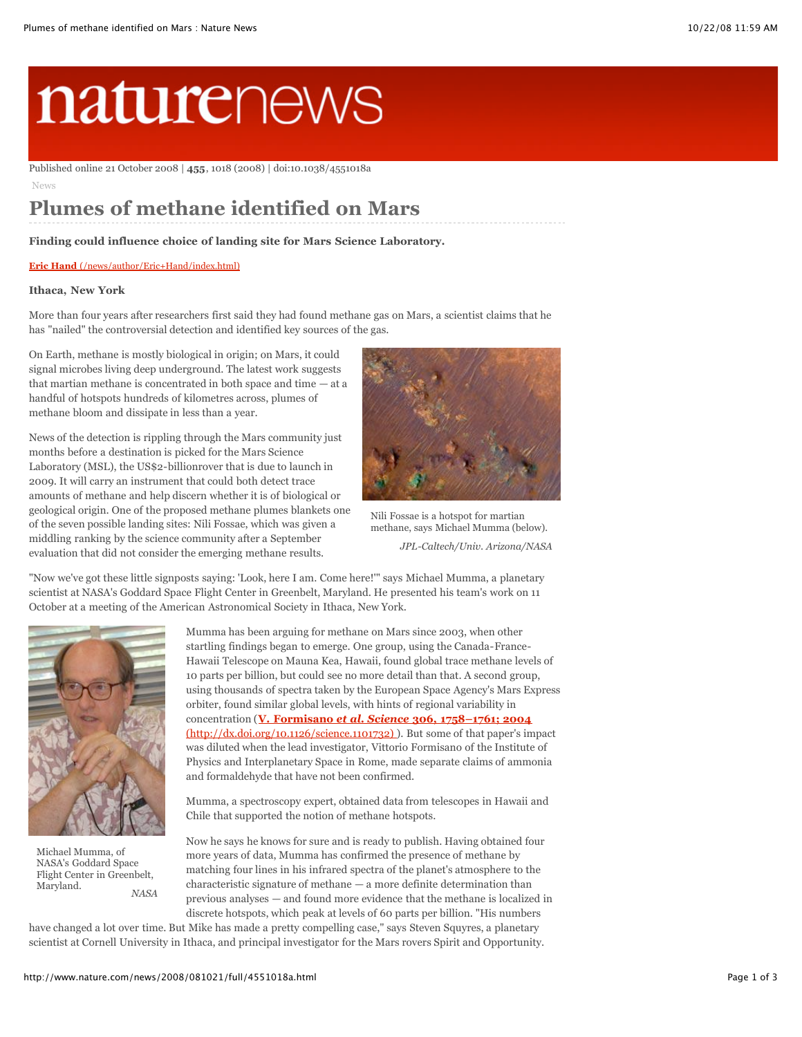Published online 21 October 2008 | **455**, 1018 (2008) | doi:10.1038/4551018a

News

# Plumes of methane identified on Mars

**Finding could influence choice of landing site for Mars Science Laboratory.**

**Eric Hand** (/news/author/Eric+Hand/index.html)

**Ithaca, New York**

More than four years after researchers first said they had found methane gas on Mars, a scientist claims that he has "nailed" the controversial detection and identified key sources of the gas.

On Earth, methane is mostly biological in origin; on Mars, it could signal microbes living deep underground. The latest work suggests that martian methane is concentrated in both space and time — at a handful of hotspots hundreds of kilometres across, plumes of methane bloom and dissipate in less than a year.

News of the detection is rippling through the Mars community just months before a destination is picked for the Mars Science Laboratory (MSL), the US$2-billionrover that is due to launch in 2009. It will carry an instrument that could both detect trace amounts of methane and help discern whether it is of biological or geological origin. One of the proposed methane plumes blankets one of the seven possible landing sites: Nili Fossae, which was given a middling ranking by the science community after a September evaluation that did not consider the emerging methane results.

Nili Fossae is a hotspot for martian methane, says Michael Mumma (below).

*JPL-Caltech/Univ. Arizona/NASA*

"Now we've got these little signposts saying: 'Look, here I am. Come here!'" says Michael Mumma, a planetary scientist at NASA's Goddard Space Flight Center in Greenbelt, Maryland. He presented his team's work on 11 October at a meeting of the American Astronomical Society in Ithaca, New York.

Michael Mumma, of NASA's Goddard Space Flight Center in Greenbelt, Maryland.

*NASA*

Mumma has been arguing for methane on Mars since 2003, when other startling findings began to emerge. One group, using the Canada-France-Hawaii Telescope on Mauna Kea, Hawaii, found global trace methane levels of 10 parts per billion, but could see no more detail than that. A second group, using thousands of spectra taken by the European Space Agency's Mars Express orbiter, found similar global levels, with hints of regional variability in concentration (**V. Formisano *et al.* *Science* 306, 1758–1761; 2004** (http://dx.doi.org/10.1126/science.1101732) ). But some of that paper's impact was diluted when the lead investigator, Vittorio Formisano of the Institute of Physics and Interplanetary Space in Rome, made separate claims of ammonia and formaldehyde that have not been confirmed.

Mumma, a spectroscopy expert, obtained data from telescopes in Hawaii and Chile that supported the notion of methane hotspots.

Now he says he knows for sure and is ready to publish. Having obtained four more years of data, Mumma has confirmed the presence of methane by matching four lines in his infrared spectra of the planet's atmosphere to the characteristic signature of methane — a more definite determination than previous analyses — and found more evidence that the methane is localized in discrete hotspots, which peak at levels of 60 parts per billion. "His numbers have changed a lot over time. But Mike has made a pretty compelling case," says Steven Squyres, a planetary scientist at Cornell University in Ithaca, and principal investigator for the Mars rovers Spirit and Opportunity.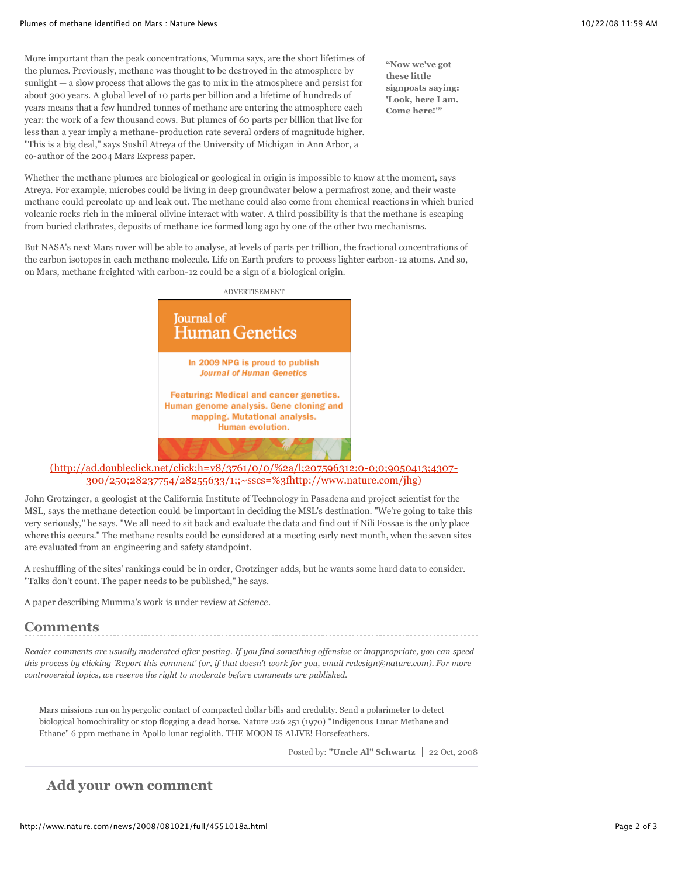More important than the peak concentrations, Mumma says, are the short lifetimes of the plumes. Previously, methane was thought to be destroyed in the atmosphere by sunlight — a slow process that allows the gas to mix in the atmosphere and persist for about 300 years. A global level of 10 parts per billion and a lifetime of hundreds of years means that a few hundred tonnes of methane are entering the atmosphere each year: the work of a few thousand cows. But plumes of 60 parts per billion that live for less than a year imply a methane-production rate several orders of magnitude higher. "This is a big deal," says Sushil Atreya of the University of Michigan in Ann Arbor, a co-author of the 2004 Mars Express paper.

**"Now we've got these little signposts saying: 'Look, here I am. Come here!'"**

Whether the methane plumes are biological or geological in origin is impossible to know at the moment, says Atreya. For example, microbes could be living in deep groundwater below a permafrost zone, and their waste methane could percolate up and leak out. The methane could also come from chemical reactions in which buried volcanic rocks rich in the mineral olivine interact with water. A third possibility is that the methane is escaping from buried clathrates, deposits of methane ice formed long ago by one of the other two mechanisms.

But NASA's next Mars rover will be able to analyse, at levels of parts per trillion, the fractional concentrations of the carbon isotopes in each methane molecule. Life on Earth prefers to process lighter carbon-12 atoms. And so, on Mars, methane freighted with carbon-12 could be a sign of a biological origin.

ADVERTISEMENT

Journal of Human Genetics

In 2009 NPG is proud to publish *Journal of Human Genetics*

Featuring: Medical and cancer genetics. Human genome analysis. Gene cloning and mapping. Mutational analysis. Human evolution.

(http://ad.doubleclick.net/click;h=v8/3761/0/0/%2a/l;207596312;0-0;0;9050413;4307-300/250;28237754/28255633/1;;~sscs=%3fhttp://www.nature.com/jhg)

John Grotzinger, a geologist at the California Institute of Technology in Pasadena and project scientist for the MSL, says the methane detection could be important in deciding the MSL's destination. "We're going to take this very seriously," he says. "We all need to sit back and evaluate the data and find out if Nili Fossae is the only place where this occurs." The methane results could be considered at a meeting early next month, when the seven sites are evaluated from an engineering and safety standpoint.

A reshuffling of the sites' rankings could be in order, Grotzinger adds, but he wants some hard data to consider. "Talks don't count. The paper needs to be published," he says.

A paper describing Mumma's work is under review at *Science*.

## Comments

*Reader comments are usually moderated after posting. If you find something offensive or inappropriate, you can speed this process by clicking 'Report this comment' (or, if that doesn't work for you, email redesign@nature.com). For more controversial topics, we reserve the right to moderate before comments are published.*

Mars missions run on hypergolic contact of compacted dollar bills and credulity. Send a polarimeter to detect biological homochirality or stop flogging a dead horse. Nature 226 251 (1970) "Indigenous Lunar Methane and Ethane" 6 ppm methane in Apollo lunar regolith. THE MOON IS ALIVE! Horsefeathers.

Posted by: **"Uncle Al" Schwartz** | 22 Oct, 2008

## Add your own comment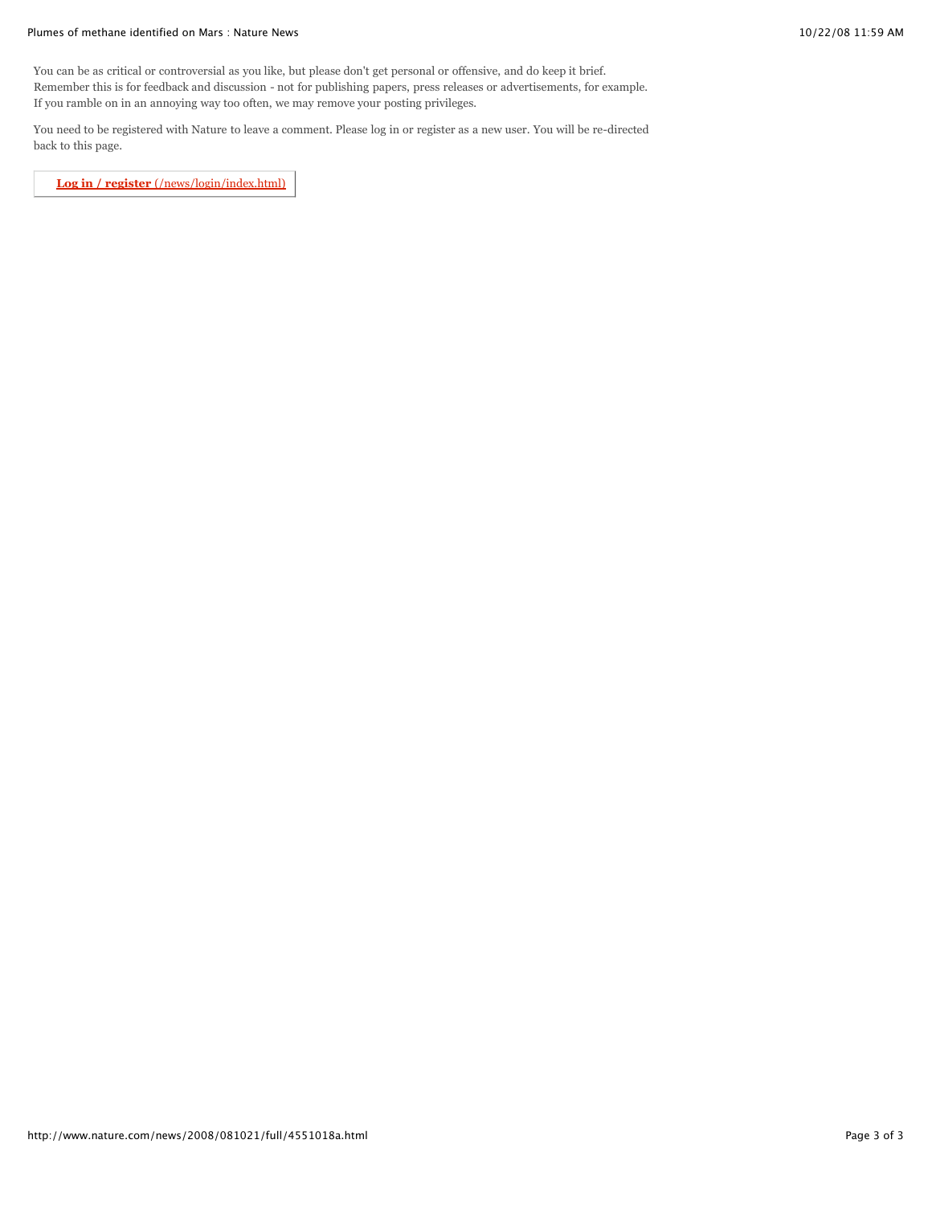You can be as critical or controversial as you like, but please don't get personal or offensive, and do keep it brief. Remember this is for feedback and discussion - not for publishing papers, press releases or advertisements, for example. If you ramble on in an annoying way too often, we may remove your posting privileges.

You need to be registered with Nature to leave a comment. Please log in or register as a new user. You will be re-directed back to this page.

**Log in / register** (/news/login/index.html)